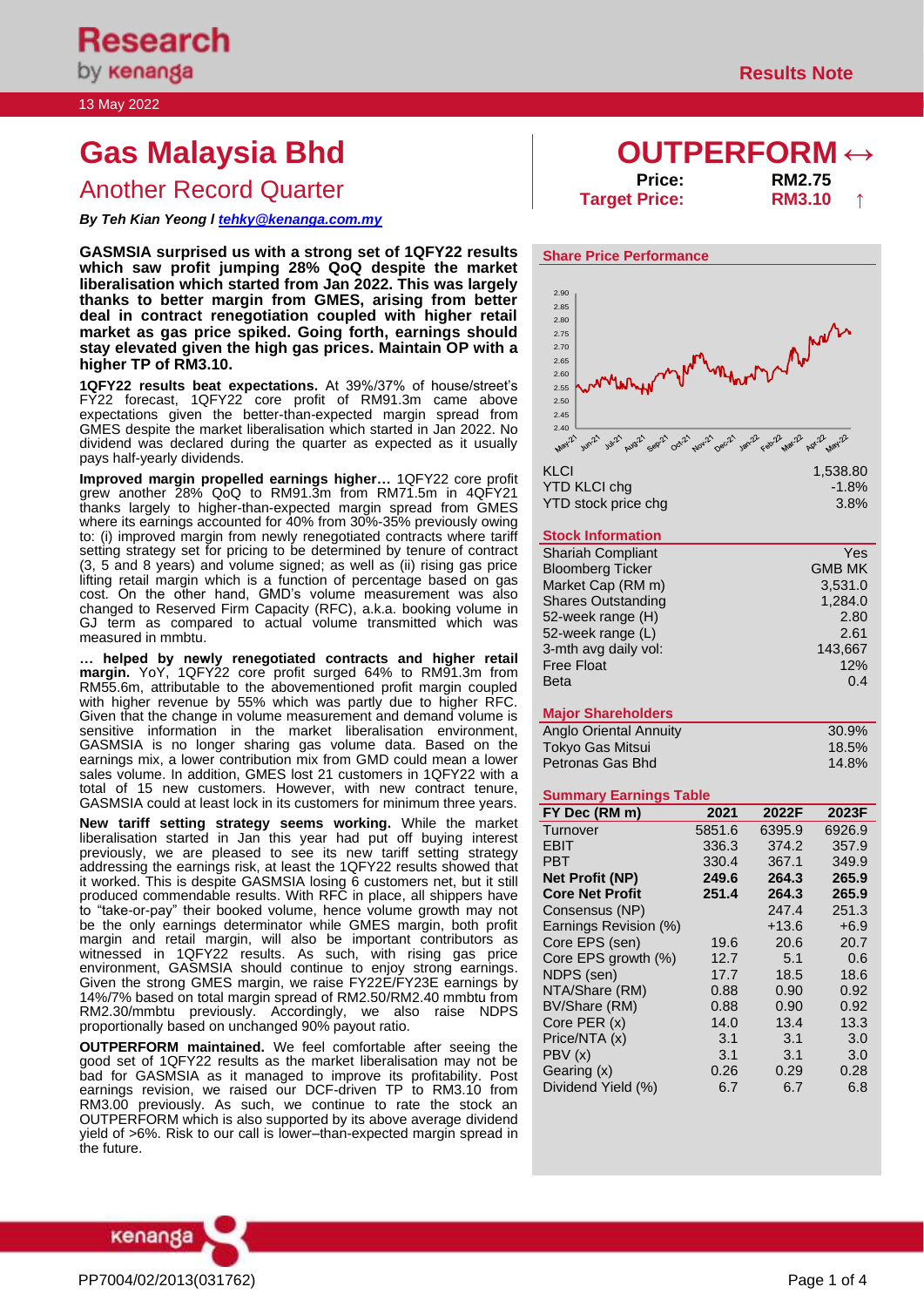Research by kenanga

Results Note

13 May 2022

# Gas Malaysia Bhd

## Another Record Quarter

***By Teh Kian Yeong I tehky@kenanga.com.my***

# OUTPERFORM ↔

**Price:** **RM2.75**

**Target Price:** **RM3.10** ↑

**GASMSIA surprised us with a strong set of 1QFY22 results which saw profit jumping 28% QoQ despite the market liberalisation which started from Jan 2022. This was largely thanks to better margin from GMES, arising from better deal in contract renegotiation coupled with higher retail market as gas price spiked. Going forth, earnings should stay elevated given the high gas prices. Maintain OP with a higher TP of RM3.10.**

**1QFY22 results beat expectations.** At 39%/37% of house/street's FY22 forecast, 1QFY22 core profit of RM91.3m came above expectations given the better-than-expected margin spread from GMES despite the market liberalisation which started in Jan 2022. No dividend was declared during the quarter as expected as it usually pays half-yearly dividends.

**Improved margin propelled earnings higher…** 1QFY22 core profit grew another 28% QoQ to RM91.3m from RM71.5m in 4QFY21 thanks largely to higher-than-expected margin spread from GMES where its earnings accounted for 40% from 30%-35% previously owing to: (i) improved margin from newly renegotiated contracts where tariff setting strategy set for pricing to be determined by tenure of contract (3, 5 and 8 years) and volume signed; as well as (ii) rising gas price lifting retail margin which is a function of percentage based on gas cost. On the other hand, GMD's volume measurement was also changed to Reserved Firm Capacity (RFC), a.k.a. booking volume in GJ term as compared to actual volume transmitted which was measured in mmbtu.

**… helped by newly renegotiated contracts and higher retail margin.** YoY, 1QFY22 core profit surged 64% to RM91.3m from RM55.6m, attributable to the abovementioned profit margin coupled with higher revenue by 55% which was partly due to higher RFC. Given that the change in volume measurement and demand volume is sensitive information in the market liberalisation environment, GASMSIA is no longer sharing gas volume data. Based on the earnings mix, a lower contribution mix from GMD could mean a lower sales volume. In addition, GMES lost 21 customers in 1QFY22 with a total of 15 new customers. However, with new contract tenure, GASMSIA could at least lock in its customers for minimum three years.

**New tariff setting strategy seems working.** While the market liberalisation started in Jan this year had put off buying interest previously, we are pleased to see its new tariff setting strategy addressing the earnings risk, at least the 1QFY22 results showed that it worked. This is despite GASMSIA losing 6 customers net, but it still produced commendable results. With RFC in place, all shippers have to "take-or-pay" their booked volume, hence volume growth may not be the only earnings determinator while GMES margin, both profit margin and retail margin, will also be important contributors as witnessed in 1QFY22 results. As such, with rising gas price environment, GASMSIA should continue to enjoy strong earnings. Given the strong GMES margin, we raise FY22E/FY23E earnings by 14%/7% based on total margin spread of RM2.50/RM2.40 mmbtu from RM2.30/mmbtu previously. Accordingly, we also raise NDPS proportionally based on unchanged 90% payout ratio.

**OUTPERFORM maintained.** We feel comfortable after seeing the good set of 1QFY22 results as the market liberalisation may not be bad for GASMSIA as it managed to improve its profitability. Post earnings revision, we raised our DCF-driven TP to RM3.10 from RM3.00 previously. As such, we continue to rate the stock an OUTPERFORM which is also supported by its above average dividend yield of >6%. Risk to our call is lower–than-expected margin spread in the future.

### Share Price Performance

| | |
|---|---|
| KLCI | 1,538.80 |
| YTD KLCI chg | -1.8% |
| YTD stock price chg | 3.8% |

### Stock Information

| | |
|---|---|
| Shariah Compliant | Yes |
| Bloomberg Ticker | GMB MK |
| Market Cap (RM m) | 3,531.0 |
| Shares Outstanding | 1,284.0 |
| 52-week range (H) | 2.80 |
| 52-week range (L) | 2.61 |
| 3-mth avg daily vol: | 143,667 |
| Free Float | 12% |
| Beta | 0.4 |

### Major Shareholders

| | |
|---|---|
| Anglo Oriental Annuity | 30.9% |
| Tokyo Gas Mitsui | 18.5% |
| Petronas Gas Bhd | 14.8% |

### Summary Earnings Table

| FY Dec (RM m) | 2021 | 2022F | 2023F |
|---|---|---|---|
| Turnover | 5851.6 | 6395.9 | 6926.9 |
| EBIT | 336.3 | 374.2 | 357.9 |
| PBT | 330.4 | 367.1 | 349.9 |
| **Net Profit (NP)** | **249.6** | **264.3** | **265.9** |
| **Core Net Profit** | **251.4** | **264.3** | **265.9** |
| Consensus (NP) | | 247.4 | 251.3 |
| Earnings Revision (%) | | +13.6 | +6.9 |
| Core EPS (sen) | 19.6 | 20.6 | 20.7 |
| Core EPS growth (%) | 12.7 | 5.1 | 0.6 |
| NDPS (sen) | 17.7 | 18.5 | 18.6 |
| NTA/Share (RM) | 0.88 | 0.90 | 0.92 |
| BV/Share (RM) | 0.88 | 0.90 | 0.92 |
| Core PER (x) | 14.0 | 13.4 | 13.3 |
| Price/NTA (x) | 3.1 | 3.1 | 3.0 |
| PBV (x) | 3.1 | 3.1 | 3.0 |
| Gearing (x) | 0.26 | 0.29 | 0.28 |
| Dividend Yield (%) | 6.7 | 6.7 | 6.8 |

PP7004/02/2013(031762)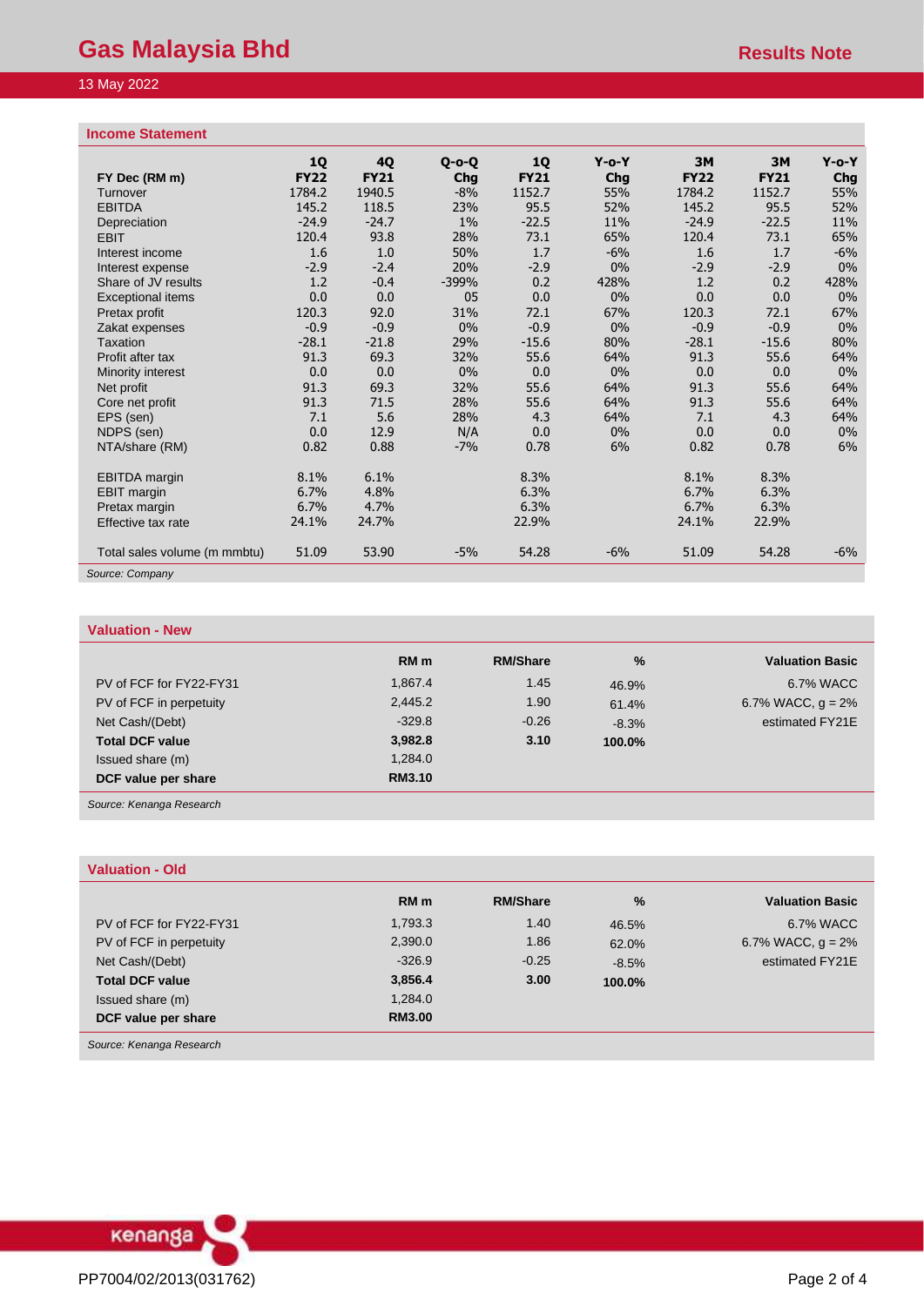## Income Statement

| FY Dec (RM m) | 1Q FY22 | 4Q FY21 | Q-o-Q Chg | 1Q FY21 | Y-o-Y Chg | 3M FY22 | 3M FY21 | Y-o-Y Chg |
|---|---|---|---|---|---|---|---|---|
| Turnover | 1784.2 | 1940.5 | -8% | 1152.7 | 55% | 1784.2 | 1152.7 | 55% |
| EBITDA | 145.2 | 118.5 | 23% | 95.5 | 52% | 145.2 | 95.5 | 52% |
| Depreciation | -24.9 | -24.7 | 1% | -22.5 | 11% | -24.9 | -22.5 | 11% |
| EBIT | 120.4 | 93.8 | 28% | 73.1 | 65% | 120.4 | 73.1 | 65% |
| Interest income | 1.6 | 1.0 | 50% | 1.7 | -6% | 1.6 | 1.7 | -6% |
| Interest expense | -2.9 | -2.4 | 20% | -2.9 | 0% | -2.9 | -2.9 | 0% |
| Share of JV results | 1.2 | -0.4 | -399% | 0.2 | 428% | 1.2 | 0.2 | 428% |
| Exceptional items | 0.0 | 0.0 | 05 | 0.0 | 0% | 0.0 | 0.0 | 0% |
| Pretax profit | 120.3 | 92.0 | 31% | 72.1 | 67% | 120.3 | 72.1 | 67% |
| Zakat expenses | -0.9 | -0.9 | 0% | -0.9 | 0% | -0.9 | -0.9 | 0% |
| Taxation | -28.1 | -21.8 | 29% | -15.6 | 80% | -28.1 | -15.6 | 80% |
| Profit after tax | 91.3 | 69.3 | 32% | 55.6 | 64% | 91.3 | 55.6 | 64% |
| Minority interest | 0.0 | 0.0 | 0% | 0.0 | 0% | 0.0 | 0.0 | 0% |
| Net profit | 91.3 | 69.3 | 32% | 55.6 | 64% | 91.3 | 55.6 | 64% |
| Core net profit | 91.3 | 71.5 | 28% | 55.6 | 64% | 91.3 | 55.6 | 64% |
| EPS (sen) | 7.1 | 5.6 | 28% | 4.3 | 64% | 7.1 | 4.3 | 64% |
| NDPS (sen) | 0.0 | 12.9 | N/A | 0.0 | 0% | 0.0 | 0.0 | 0% |
| NTA/share (RM) | 0.82 | 0.88 | -7% | 0.78 | 6% | 0.82 | 0.78 | 6% |
| | | | | | | | | |
| EBITDA margin | 8.1% | 6.1% | | 8.3% | | 8.1% | 8.3% | |
| EBIT margin | 6.7% | 4.8% | | 6.3% | | 6.7% | 6.3% | |
| Pretax margin | 6.7% | 4.7% | | 6.3% | | 6.7% | 6.3% | |
| Effective tax rate | 24.1% | 24.7% | | 22.9% | | 24.1% | 22.9% | |
| | | | | | | | | |
| Total sales volume (m mmbtu) | 51.09 | 53.90 | -5% | 54.28 | -6% | 51.09 | 54.28 | -6% |

*Source: Company*

## Valuation - New

| | RM m | RM/Share | % | Valuation Basic |
|---|---|---|---|---|
| PV of FCF for FY22-FY31 | 1,867.4 | 1.45 | 46.9% | 6.7% WACC |
| PV of FCF in perpetuity | 2,445.2 | 1.90 | 61.4% | 6.7% WACC, g = 2% |
| Net Cash/(Debt) | -329.8 | -0.26 | -8.3% | estimated FY21E |
| **Total DCF value** | **3,982.8** | **3.10** | **100.0%** | |
| Issued share (m) | 1,284.0 | | | |
| **DCF value per share** | **RM3.10** | | | |

*Source: Kenanga Research*

## Valuation - Old

| | RM m | RM/Share | % | Valuation Basic |
|---|---|---|---|---|
| PV of FCF for FY22-FY31 | 1,793.3 | 1.40 | 46.5% | 6.7% WACC |
| PV of FCF in perpetuity | 2,390.0 | 1.86 | 62.0% | 6.7% WACC, g = 2% |
| Net Cash/(Debt) | -326.9 | -0.25 | -8.5% | estimated FY21E |
| **Total DCF value** | **3,856.4** | **3.00** | **100.0%** | |
| Issued share (m) | 1,284.0 | | | |
| **DCF value per share** | **RM3.00** | | | |

*Source: Kenanga Research*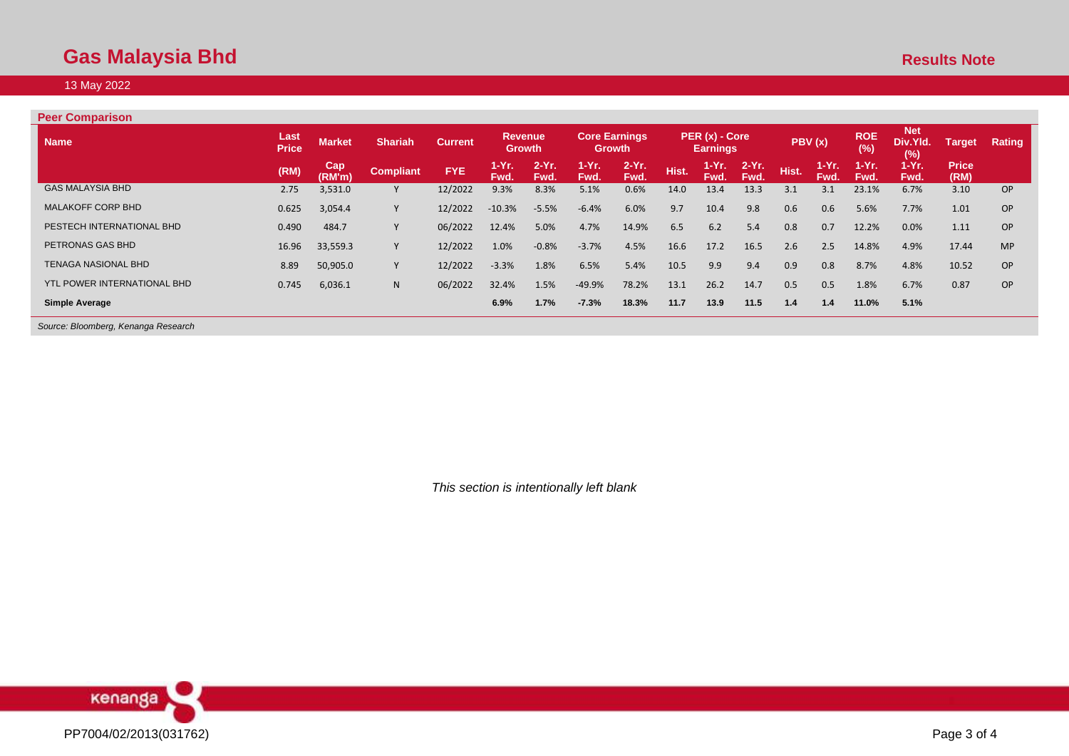## Peer Comparison

| Name | Last Price | Market | Shariah | Current | Revenue Growth | | Core Earnings Growth | | PER (x) - Core Earnings | | | PBV (x) | | ROE (%) | Net Div.Yld. (%) | Target | Rating |
|---|---|---|---|---|---|---|---|---|---|---|---|---|---|---|---|---|---|
| | (RM) | Cap (RM'm) | Compliant | FYE | 1-Yr. Fwd. | 2-Yr. Fwd. | 1-Yr. Fwd. | 2-Yr. Fwd. | Hist. | 1-Yr. Fwd. | 2-Yr. Fwd. | Hist. | 1-Yr. Fwd. | 1-Yr. Fwd. | 1-Yr. Fwd. | Price (RM) | |
| GAS MALAYSIA BHD | 2.75 | 3,531.0 | Y | 12/2022 | 9.3% | 8.3% | 5.1% | 0.6% | 14.0 | 13.4 | 13.3 | 3.1 | 3.1 | 23.1% | 6.7% | 3.10 | OP |
| MALAKOFF CORP BHD | 0.625 | 3,054.4 | Y | 12/2022 | -10.3% | -5.5% | -6.4% | 6.0% | 9.7 | 10.4 | 9.8 | 0.6 | 0.6 | 5.6% | 7.7% | 1.01 | OP |
| PESTECH INTERNATIONAL BHD | 0.490 | 484.7 | Y | 06/2022 | 12.4% | 5.0% | 4.7% | 14.9% | 6.5 | 6.2 | 5.4 | 0.8 | 0.7 | 12.2% | 0.0% | 1.11 | OP |
| PETRONAS GAS BHD | 16.96 | 33,559.3 | Y | 12/2022 | 1.0% | -0.8% | -3.7% | 4.5% | 16.6 | 17.2 | 16.5 | 2.6 | 2.5 | 14.8% | 4.9% | 17.44 | MP |
| TENAGA NASIONAL BHD | 8.89 | 50,905.0 | Y | 12/2022 | -3.3% | 1.8% | 6.5% | 5.4% | 10.5 | 9.9 | 9.4 | 0.9 | 0.8 | 8.7% | 4.8% | 10.52 | OP |
| YTL POWER INTERNATIONAL BHD | 0.745 | 6,036.1 | N | 06/2022 | 32.4% | 1.5% | -49.9% | 78.2% | 13.1 | 26.2 | 14.7 | 0.5 | 0.5 | 1.8% | 6.7% | 0.87 | OP |
| **Simple Average** | | | | | **6.9%** | **1.7%** | **-7.3%** | **18.3%** | **11.7** | **13.9** | **11.5** | **1.4** | **1.4** | **11.0%** | **5.1%** | | |

*Source: Bloomberg, Kenanga Research*

*This section is intentionally left blank*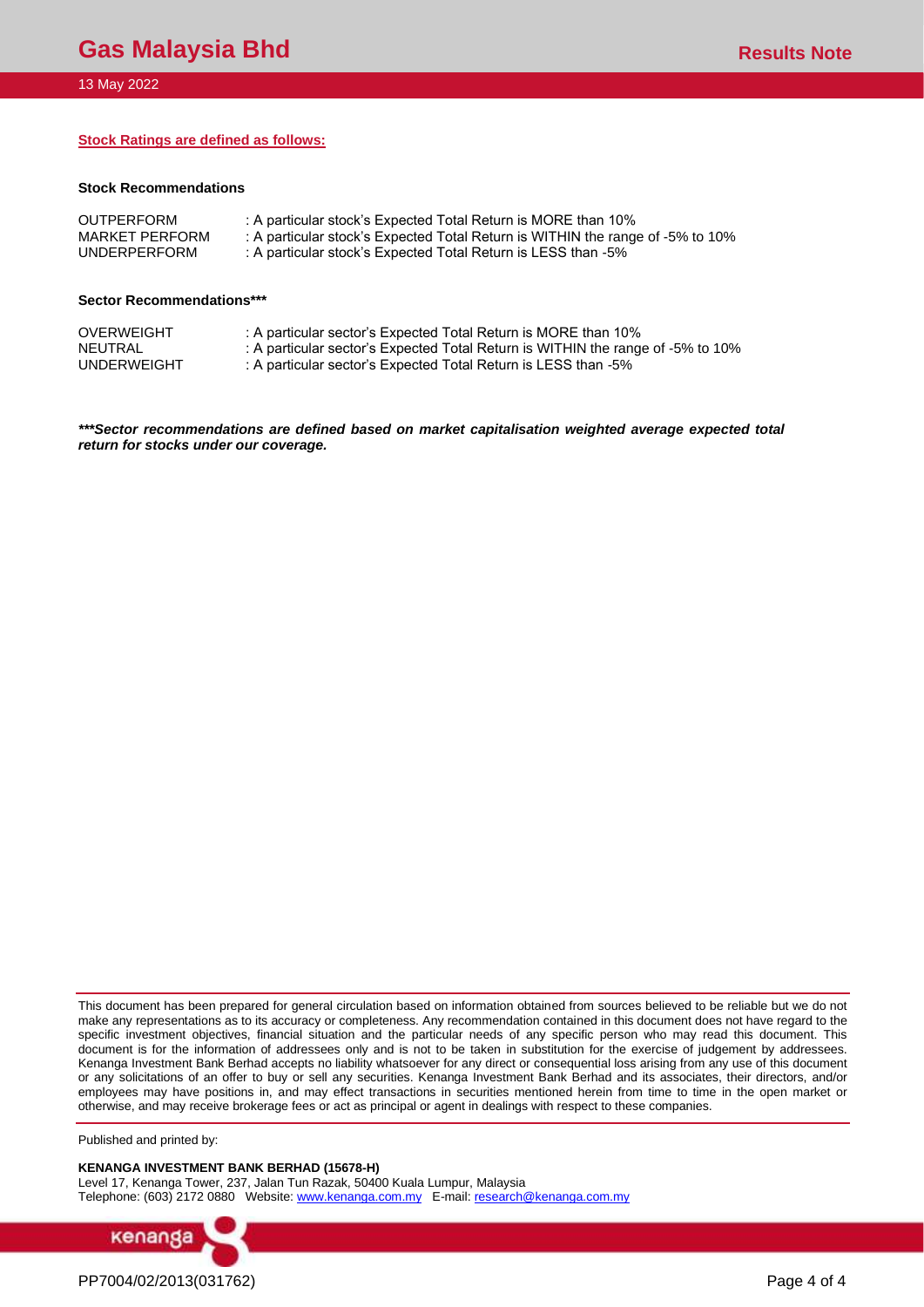**Stock Ratings are defined as follows:**

**Stock Recommendations**

| | |
|---|---|
| OUTPERFORM | : A particular stock's Expected Total Return is MORE than 10% |
| MARKET PERFORM | : A particular stock's Expected Total Return is WITHIN the range of -5% to 10% |
| UNDERPERFORM | : A particular stock's Expected Total Return is LESS than -5% |

**Sector Recommendations*****

| | |
|---|---|
| OVERWEIGHT | : A particular sector's Expected Total Return is MORE than 10% |
| NEUTRAL | : A particular sector's Expected Total Return is WITHIN the range of -5% to 10% |
| UNDERWEIGHT | : A particular sector's Expected Total Return is LESS than -5% |

***\*\*\*Sector recommendations are defined based on market capitalisation weighted average expected total return for stocks under our coverage.***

This document has been prepared for general circulation based on information obtained from sources believed to be reliable but we do not make any representations as to its accuracy or completeness. Any recommendation contained in this document does not have regard to the specific investment objectives, financial situation and the particular needs of any specific person who may read this document. This document is for the information of addressees only and is not to be taken in substitution for the exercise of judgement by addressees. Kenanga Investment Bank Berhad accepts no liability whatsoever for any direct or consequential loss arising from any use of this document or any solicitations of an offer to buy or sell any securities. Kenanga Investment Bank Berhad and its associates, their directors, and/or employees may have positions in, and may effect transactions in securities mentioned herein from time to time in the open market or otherwise, and may receive brokerage fees or act as principal or agent in dealings with respect to these companies.

Published and printed by:

**KENANGA INVESTMENT BANK BERHAD (15678-H)**
Level 17, Kenanga Tower, 237, Jalan Tun Razak, 50400 Kuala Lumpur, Malaysia
Telephone: (603) 2172 0880 Website: www.kenanga.com.my E-mail: research@kenanga.com.my

PP7004/02/2013(031762)